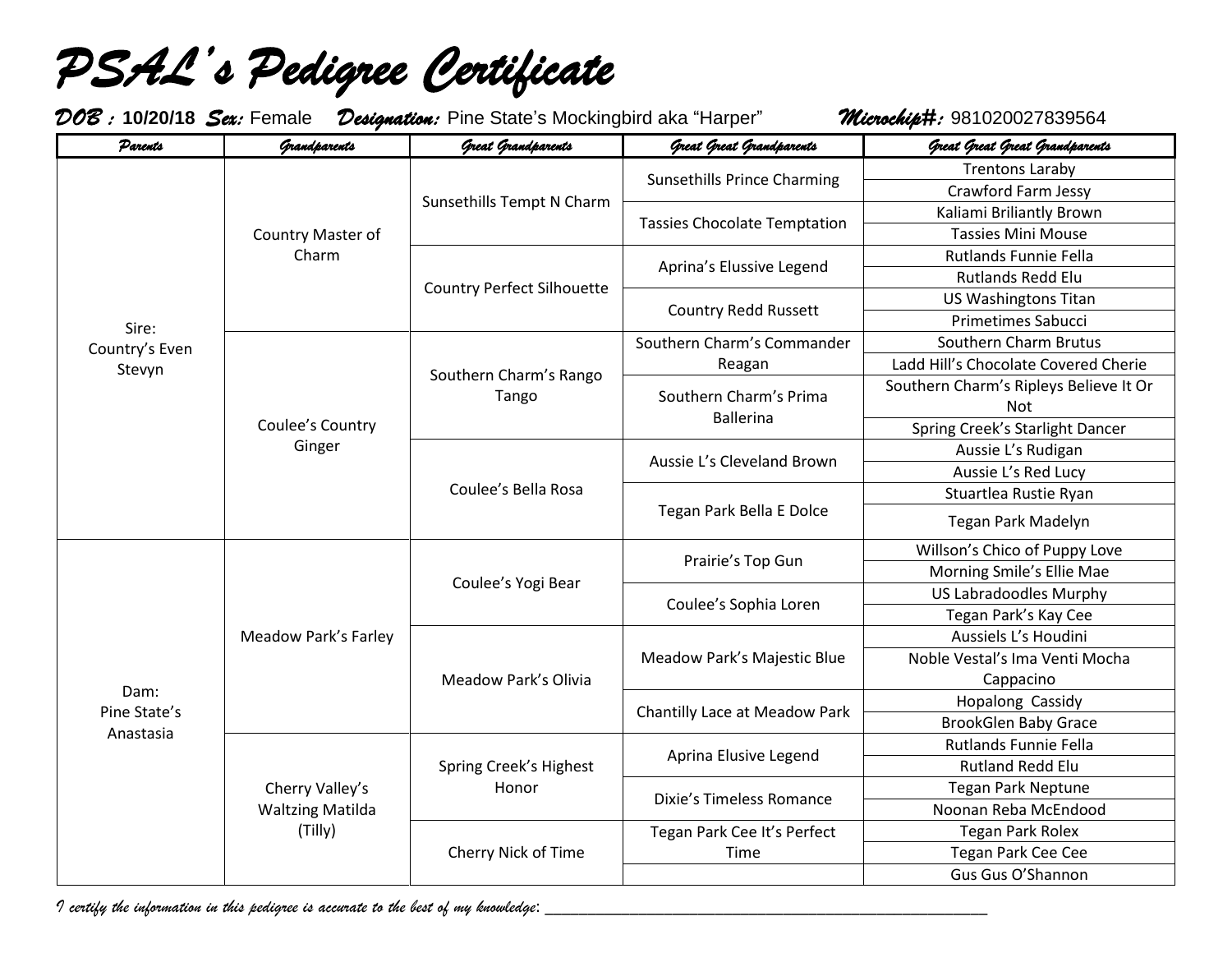# PSAL's Pedigree Certificate

**DOB :** **10/20/18** **Sex:** Female **Designation:** Pine State's Mockingbird aka "Harper" **Microchip#:** 981020027839564

| Parents | Grandparents | Great Grandparents | Great Great Grandparents | Great Great Great Grandparents |
|---|---|---|---|---|
| Sire: Country's Even Stevyn | Country Master of Charm | Sunsethills Tempt N Charm | Sunsethills Prince Charming | Trentons Laraby |
| | | | | Crawford Farm Jessy |
| | | | Tassies Chocolate Temptation | Kaliami Briliantly Brown |
| | | | | Tassies Mini Mouse |
| | | Country Perfect Silhouette | Aprina's Elussive Legend | Rutlands Funnie Fella |
| | | | | Rutlands Redd Elu |
| | | | Country Redd Russett | US Washingtons Titan |
| | | | | Primetimes Sabucci |
| | Coulee's Country Ginger | Southern Charm's Rango Tango | Southern Charm's Commander Reagan | Southern Charm Brutus |
| | | | | Ladd Hill's Chocolate Covered Cherie |
| | | | Southern Charm's Prima Ballerina | Southern Charm's Ripleys Believe It Or Not |
| | | | | Spring Creek's Starlight Dancer |
| | | Coulee's Bella Rosa | Aussie L's Cleveland Brown | Aussie L's Rudigan |
| | | | | Aussie L's Red Lucy |
| | | | Tegan Park Bella E Dolce | Stuartlea Rustie Ryan |
| | | | | Tegan Park Madelyn |
| Dam: Pine State's Anastasia | Meadow Park's Farley | Coulee's Yogi Bear | Prairie's Top Gun | Willson's Chico of Puppy Love |
| | | | | Morning Smile's Ellie Mae |
| | | | Coulee's Sophia Loren | US Labradoodles Murphy |
| | | | | Tegan Park's Kay Cee |
| | | Meadow Park's Olivia | Meadow Park's Majestic Blue | Aussiels L's Houdini |
| | | | | Noble Vestal's Ima Venti Mocha Cappacino |
| | | | Chantilly Lace at Meadow Park | Hopalong Cassidy |
| | | | | BrookGlen Baby Grace |
| | Cherry Valley's Waltzing Matilda (Tilly) | Spring Creek's Highest Honor | Aprina Elusive Legend | Rutlands Funnie Fella |
| | | | | Rutland Redd Elu |
| | | | Dixie's Timeless Romance | Tegan Park Neptune |
| | | | | Noonan Reba McEndood |
| | | Cherry Nick of Time | Tegan Park Cee It's Perfect Time | Tegan Park Rolex |
| | | | | Tegan Park Cee Cee |
| | | | | Gus Gus O'Shannon |

*I certify the information in this pedigree is accurate to the best of my knowledge:* ___________________________________________________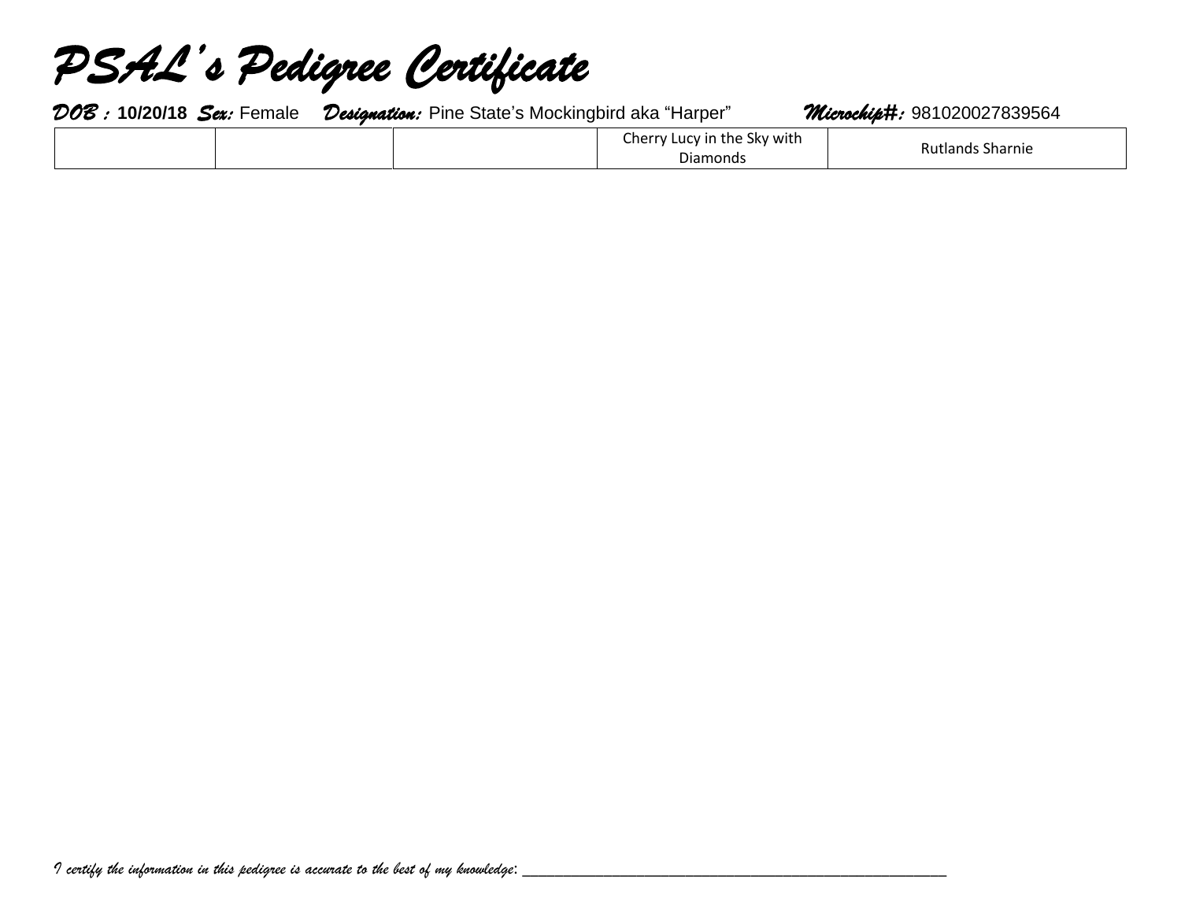# PSAL's Pedigree Certificate

***DOB :*** **10/20/18** ***Sex:*** Female ***Designation:*** Pine State's Mockingbird aka "Harper" ***Microchip#:*** 981020027839564

| | | | | |
|---|---|---|---|---|
| | | | Cherry Lucy in the Sky with Diamonds | Rutlands Sharnie |

*I certify the information in this pedigree is accurate to the best of my knowledge:* ___________________________________________________